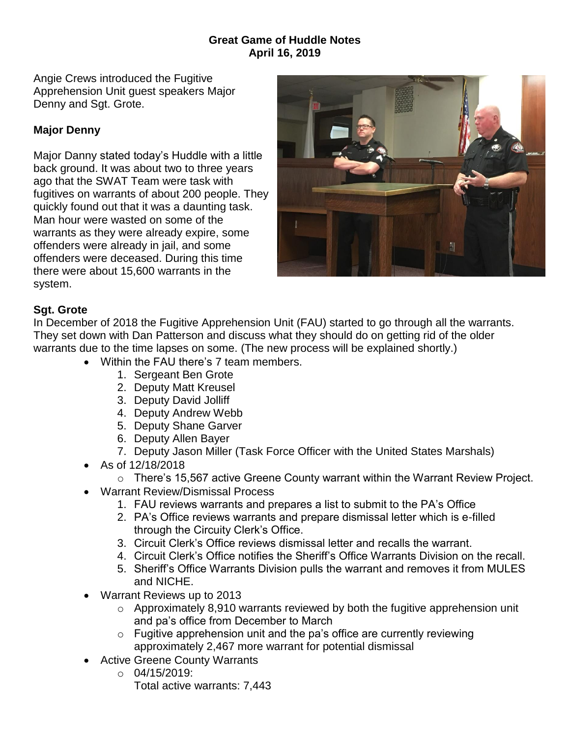**Great Game of Huddle Notes**
**April 16, 2019**

Angie Crews introduced the Fugitive Apprehension Unit guest speakers Major Denny and Sgt. Grote.

**Major Denny**

Major Danny stated today's Huddle with a little back ground. It was about two to three years ago that the SWAT Team were task with fugitives on warrants of about 200 people. They quickly found out that it was a daunting task. Man hour were wasted on some of the warrants as they were already expire, some offenders were already in jail, and some offenders were deceased. During this time there were about 15,600 warrants in the system.

**Sgt. Grote**

In December of 2018 the Fugitive Apprehension Unit (FAU) started to go through all the warrants. They set down with Dan Patterson and discuss what they should do on getting rid of the older warrants due to the time lapses on some. (The new process will be explained shortly.)

- Within the FAU there's 7 team members.
  1. Sergeant Ben Grote
  2. Deputy Matt Kreusel
  3. Deputy David Jolliff
  4. Deputy Andrew Webb
  5. Deputy Shane Garver
  6. Deputy Allen Bayer
  7. Deputy Jason Miller (Task Force Officer with the United States Marshals)
- As of 12/18/2018
  - There's 15,567 active Greene County warrant within the Warrant Review Project.
- Warrant Review/Dismissal Process
  1. FAU reviews warrants and prepares a list to submit to the PA's Office
  2. PA's Office reviews warrants and prepare dismissal letter which is e-filled through the Circuity Clerk's Office.
  3. Circuit Clerk's Office reviews dismissal letter and recalls the warrant.
  4. Circuit Clerk's Office notifies the Sheriff's Office Warrants Division on the recall.
  5. Sheriff's Office Warrants Division pulls the warrant and removes it from MULES and NICHE.
- Warrant Reviews up to 2013
  - Approximately 8,910 warrants reviewed by both the fugitive apprehension unit and pa's office from December to March
  - Fugitive apprehension unit and the pa's office are currently reviewing approximately 2,467 more warrant for potential dismissal
- Active Greene County Warrants
  - 04/15/2019:
    Total active warrants: 7,443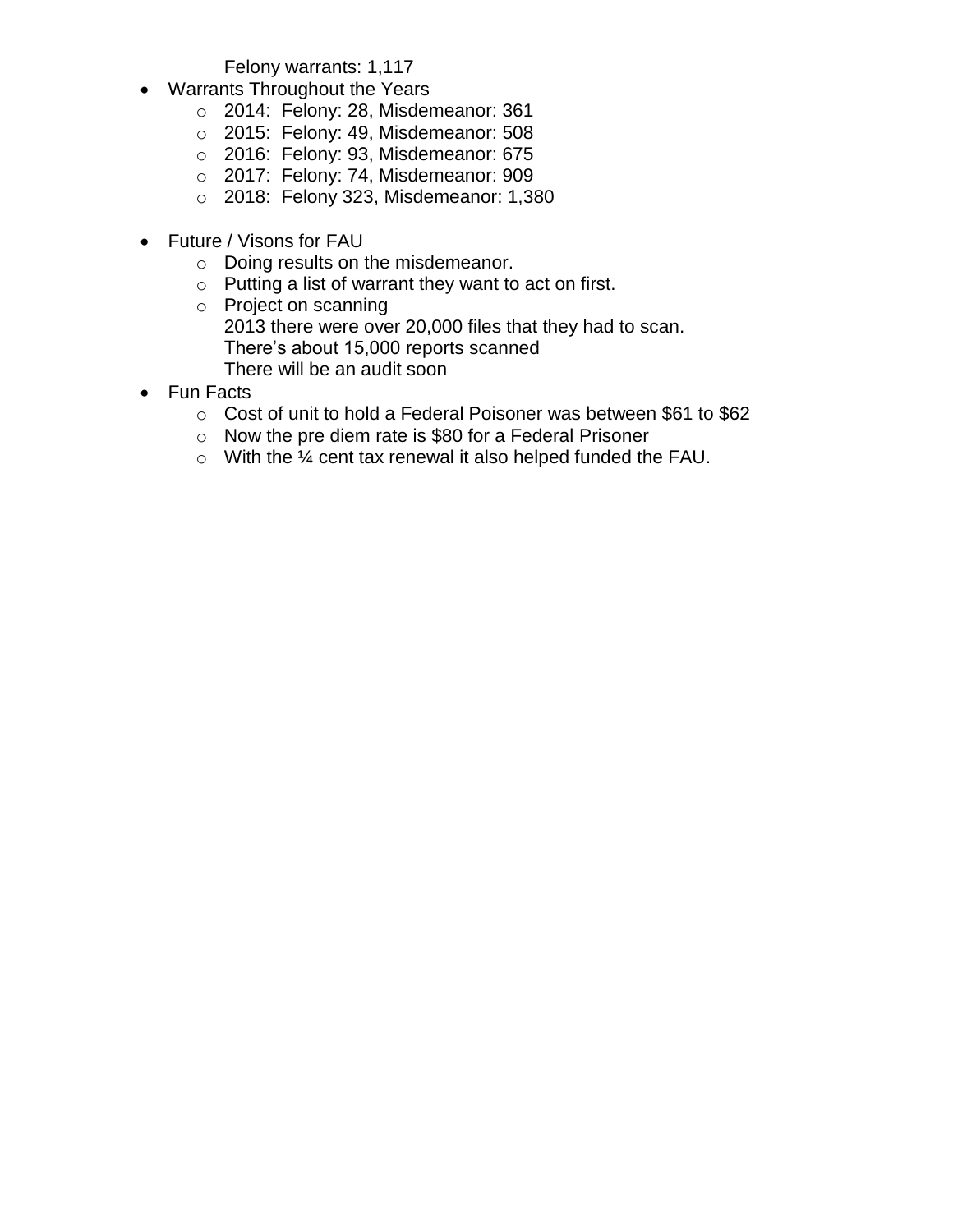Felony warrants: 1,117

- Warrants Throughout the Years
  - 2014: Felony: 28, Misdemeanor: 361
  - 2015: Felony: 49, Misdemeanor: 508
  - 2016: Felony: 93, Misdemeanor: 675
  - 2017: Felony: 74, Misdemeanor: 909
  - 2018: Felony 323, Misdemeanor: 1,380

- Future / Visons for FAU
  - Doing results on the misdemeanor.
  - Putting a list of warrant they want to act on first.
  - Project on scanning
    2013 there were over 20,000 files that they had to scan.
    There's about 15,000 reports scanned
    There will be an audit soon
- Fun Facts
  - Cost of unit to hold a Federal Poisoner was between $61 to $62
  - Now the pre diem rate is $80 for a Federal Prisoner
  - With the ¼ cent tax renewal it also helped funded the FAU.